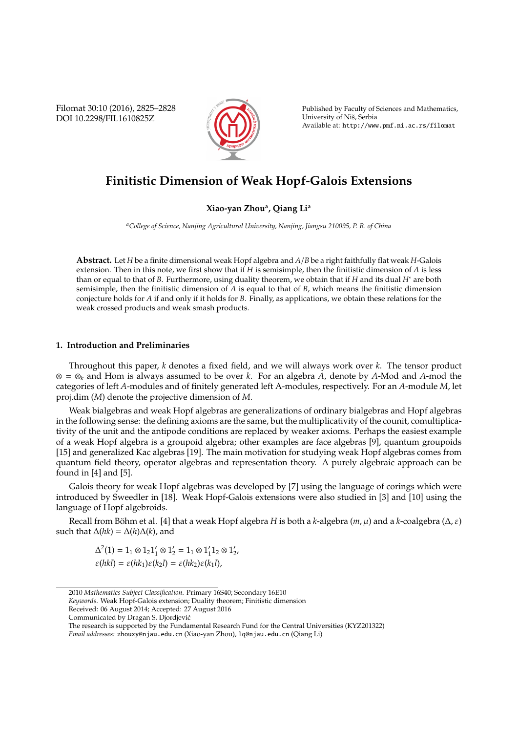# Finitistic Dimension of Weak Hopf-Galois Extensions

**Xiao-yan Zhou[a], Qiang Li[a]**

[a]*College of Science, Nanjing Agricultural University, Nanjing, Jiangsu 210095, P. R. of China*

**Abstract.** Let $H$ be a finite dimensional weak Hopf algebra and $A/B$ be a right faithfully flat weak $H$-Galois extension. Then in this note, we first show that if $H$ is semisimple, then the finitistic dimension of $A$ is less than or equal to that of $B$. Furthermore, using duality theorem, we obtain that if $H$ and its dual $H^*$ are both semisimple, then the finitistic dimension of $A$ is equal to that of $B$, which means the finitistic dimension conjecture holds for $A$ if and only if it holds for $B$. Finally, as applications, we obtain these relations for the weak crossed products and weak smash products.

## 1. Introduction and Preliminaries

Throughout this paper, $k$ denotes a fixed field, and we will always work over $k$. The tensor product $\otimes = \otimes_k$ and Hom is always assumed to be over $k$. For an algebra $A$, denote by $A$-Mod and $A$-mod the categories of left $A$-modules and of finitely generated left A-modules, respectively. For an $A$-module $M$, let proj.dim $(M)$ denote the projective dimension of $M$.

Weak bialgebras and weak Hopf algebras are generalizations of ordinary bialgebras and Hopf algebras in the following sense: the defining axioms are the same, but the multiplicativity of the counit, comultiplicativity of the unit and the antipode conditions are replaced by weaker axioms. Perhaps the easiest example of a weak Hopf algebra is a groupoid algebra; other examples are face algebras [9], quantum groupoids [15] and generalized Kac algebras [19]. The main motivation for studying weak Hopf algebras comes from quantum field theory, operator algebras and representation theory. A purely algebraic approach can be found in [4] and [5].

Galois theory for weak Hopf algebras was developed by [7] using the language of corings which were introduced by Sweedler in [18]. Weak Hopf-Galois extensions were also studied in [3] and [10] using the language of Hopf algebroids.

Recall from Böhm et al. [4] that a weak Hopf algebra $H$ is both a $k$-algebra $(m, \mu)$ and a $k$-coalgebra $(\Delta, \varepsilon)$ such that $\Delta(hk) = \Delta(h)\Delta(k)$, and

$$\Delta^2(1) = 1_1 \otimes 1_2 1'_1 \otimes 1'_2 = 1_1 \otimes 1'_1 1_2 \otimes 1'_2,$$
$$\varepsilon(hkl) = \varepsilon(hk_1)\varepsilon(k_2 l) = \varepsilon(hk_2)\varepsilon(k_1 l),$$

2010 *Mathematics Subject Classification.* Primary 16S40; Secondary 16E10

*Keywords.* Weak Hopf-Galois extension; Duality theorem; Finitistic dimension

Received: 06 August 2014; Accepted: 27 August 2016

Communicated by Dragan S. Djordjević

The research is supported by the Fundamental Research Fund for the Central Universities (KYZ201322)

*Email addresses:* zhouxy@njau.edu.cn (Xiao-yan Zhou), lq@njau.edu.cn (Qiang Li)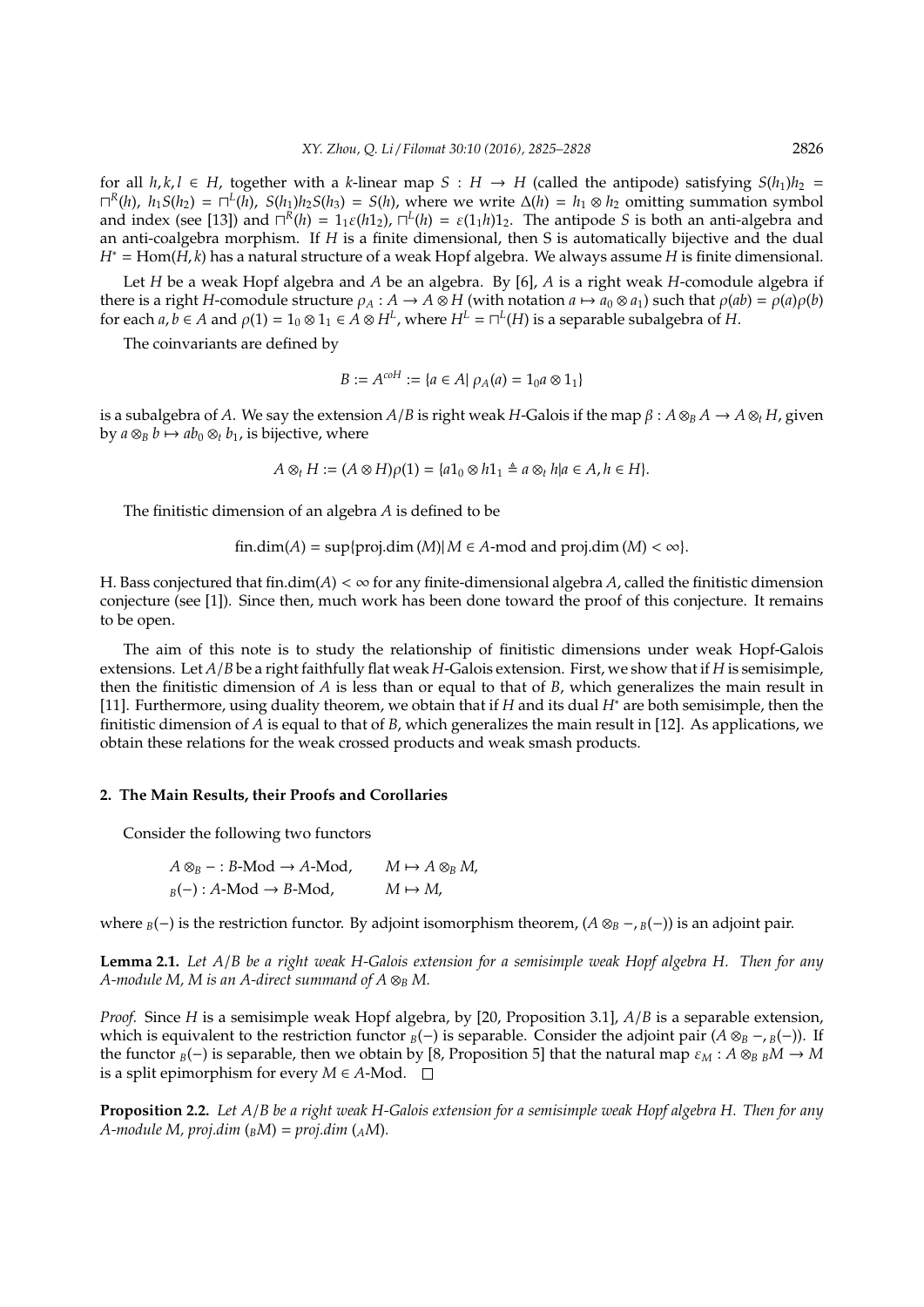for all $h, k, l \in H$, together with a $k$-linear map $S : H \to H$ (called the antipode) satisfying $S(h_1)h_2 = \sqcap^R(h)$, $h_1 S(h_2) = \sqcap^L(h)$, $S(h_1)h_2 S(h_3) = S(h)$, where we write $\Delta(h) = h_1 \otimes h_2$ omitting summation symbol and index (see [13]) and $\sqcap^R(h) = 1_1 \varepsilon(h 1_2)$, $\sqcap^L(h) = \varepsilon(1_1 h) 1_2$. The antipode $S$ is both an anti-algebra and an anti-coalgebra morphism. If $H$ is a finite dimensional, then S is automatically bijective and the dual $H^* = \mathrm{Hom}(H, k)$ has a natural structure of a weak Hopf algebra. We always assume $H$ is finite dimensional.

Let $H$ be a weak Hopf algebra and $A$ be an algebra. By [6], $A$ is a right weak $H$-comodule algebra if there is a right $H$-comodule structure $\rho_A : A \to A \otimes H$ (with notation $a \mapsto a_0 \otimes a_1$) such that $\rho(ab) = \rho(a)\rho(b)$ for each $a, b \in A$ and $\rho(1) = 1_0 \otimes 1_1 \in A \otimes H^L$, where $H^L = \sqcap^L(H)$ is a separable subalgebra of $H$.

The coinvariants are defined by

$$B := A^{coH} := \{a \in A | \rho_A(a) = 1_0 a \otimes 1_1\}$$

is a subalgebra of $A$. We say the extension $A/B$ is right weak $H$-Galois if the map $\beta : A \otimes_B A \to A \otimes_t H$, given by $a \otimes_B b \mapsto ab_0 \otimes_t b_1$, is bijective, where

$$A \otimes_t H := (A \otimes H)\rho(1) = \{a1_0 \otimes h1_1 \triangleq a \otimes_t h | a \in A, h \in H\}.$$

The finitistic dimension of an algebra $A$ is defined to be

$$\mathrm{fin.dim}(A) = \sup\{\mathrm{proj.dim}\,(M) | M \in A\text{-mod and proj.dim}\,(M) < \infty\}.$$

H. Bass conjectured that $\mathrm{fin.dim}(A) < \infty$ for any finite-dimensional algebra $A$, called the finitistic dimension conjecture (see [1]). Since then, much work has been done toward the proof of this conjecture. It remains to be open.

The aim of this note is to study the relationship of finitistic dimensions under weak Hopf-Galois extensions. Let $A/B$ be a right faithfully flat weak $H$-Galois extension. First, we show that if $H$ is semisimple, then the finitistic dimension of $A$ is less than or equal to that of $B$, which generalizes the main result in [11]. Furthermore, using duality theorem, we obtain that if $H$ and its dual $H^*$ are both semisimple, then the finitistic dimension of $A$ is equal to that of $B$, which generalizes the main result in [12]. As applications, we obtain these relations for the weak crossed products and weak smash products.

## 2. The Main Results, their Proofs and Corollaries

Consider the following two functors

$$A \otimes_B - : B\text{-Mod} \to A\text{-Mod}, \qquad M \mapsto A \otimes_B M,$$
$$_B(-) : A\text{-Mod} \to B\text{-Mod}, \qquad M \mapsto M,$$

where $_B(-)$ is the restriction functor. By adjoint isomorphism theorem, $(A \otimes_B -, {}_B(-))$ is an adjoint pair.

**Lemma 2.1.** *Let $A/B$ be a right weak $H$-Galois extension for a semisimple weak Hopf algebra $H$. Then for any $A$-module $M$, $M$ is an $A$-direct summand of $A \otimes_B M$.*

*Proof.* Since $H$ is a semisimple weak Hopf algebra, by [20, Proposition 3.1], $A/B$ is a separable extension, which is equivalent to the restriction functor $_B(-)$ is separable. Consider the adjoint pair $(A \otimes_B -, {}_B(-))$. If the functor $_B(-)$ is separable, then we obtain by [8, Proposition 5] that the natural map $\varepsilon_M : A \otimes_B {}_B M \to M$ is a split epimorphism for every $M \in A$-Mod. □

**Proposition 2.2.** *Let $A/B$ be a right weak $H$-Galois extension for a semisimple weak Hopf algebra $H$. Then for any $A$-module $M$, proj.dim $({}_B M)$ = proj.dim $({}_A M)$.*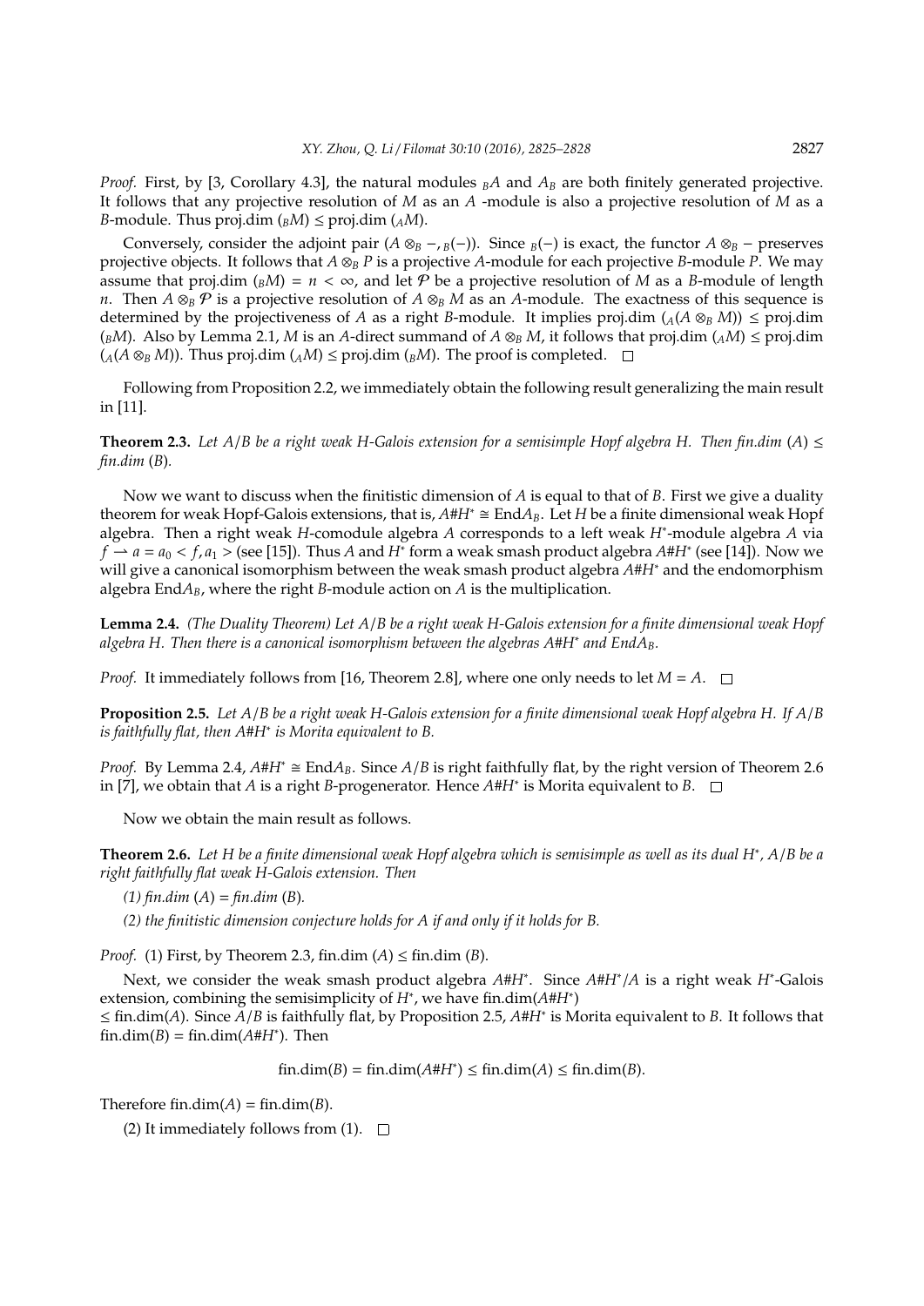*Proof.* First, by [3, Corollary 4.3], the natural modules ${}_BA$ and $A_B$ are both finitely generated projective. It follows that any projective resolution of $M$ as an $A$ -module is also a projective resolution of $M$ as a $B$-module. Thus proj.dim $({}_BM) \leq$ proj.dim $({}_AM)$.

Conversely, consider the adjoint pair $(A \otimes_B -, {}_B(-))$. Since ${}_B(-)$ is exact, the functor $A \otimes_B -$ preserves projective objects. It follows that $A \otimes_B P$ is a projective $A$-module for each projective $B$-module $P$. We may assume that proj.dim $({}_BM) = n < \infty$, and let $\mathcal{P}$ be a projective resolution of $M$ as a $B$-module of length $n$. Then $A \otimes_B \mathcal{P}$ is a projective resolution of $A \otimes_B M$ as an $A$-module. The exactness of this sequence is determined by the projectiveness of $A$ as a right $B$-module. It implies proj.dim $({}_A(A \otimes_B M)) \leq$ proj.dim $({}_BM)$. Also by Lemma 2.1, $M$ is an $A$-direct summand of $A \otimes_B M$, it follows that proj.dim $({}_AM) \leq$ proj.dim $({}_A(A \otimes_B M))$. Thus proj.dim $({}_AM) \leq$ proj.dim $({}_BM)$. The proof is completed. □

Following from Proposition 2.2, we immediately obtain the following result generalizing the main result in [11].

**Theorem 2.3.** *Let $A/B$ be a right weak $H$-Galois extension for a semisimple Hopf algebra $H$. Then fin.dim $(A) \leq$ fin.dim $(B)$.*

Now we want to discuss when the finitistic dimension of $A$ is equal to that of $B$. First we give a duality theorem for weak Hopf-Galois extensions, that is, $A\#H^* \cong \mathrm{End}A_B$. Let $H$ be a finite dimensional weak Hopf algebra. Then a right weak $H$-comodule algebra $A$ corresponds to a left weak $H^*$-module algebra $A$ via $f \rightharpoonup a = a_0 < f, a_1 >$ (see [15]). Thus $A$ and $H^*$ form a weak smash product algebra $A\#H^*$ (see [14]). Now we will give a canonical isomorphism between the weak smash product algebra $A\#H^*$ and the endomorphism algebra $\mathrm{End}A_B$, where the right $B$-module action on $A$ is the multiplication.

**Lemma 2.4.** *(The Duality Theorem) Let $A/B$ be a right weak $H$-Galois extension for a finite dimensional weak Hopf algebra $H$. Then there is a canonical isomorphism between the algebras $A\#H^*$ and $\mathrm{End}A_B$.*

*Proof.* It immediately follows from [16, Theorem 2.8], where one only needs to let $M = A$. □

**Proposition 2.5.** *Let $A/B$ be a right weak $H$-Galois extension for a finite dimensional weak Hopf algebra $H$. If $A/B$ is faithfully flat, then $A\#H^*$ is Morita equivalent to $B$.*

*Proof.* By Lemma 2.4, $A\#H^* \cong \mathrm{End}A_B$. Since $A/B$ is right faithfully flat, by the right version of Theorem 2.6 in [7], we obtain that $A$ is a right $B$-progenerator. Hence $A\#H^*$ is Morita equivalent to $B$. □

Now we obtain the main result as follows.

**Theorem 2.6.** *Let $H$ be a finite dimensional weak Hopf algebra which is semisimple as well as its dual $H^*$, $A/B$ be a right faithfully flat weak $H$-Galois extension. Then*

*(1) fin.dim $(A)$ = fin.dim $(B)$.*

*(2) the finitistic dimension conjecture holds for $A$ if and only if it holds for $B$.*

*Proof.* (1) First, by Theorem 2.3, fin.dim $(A) \leq$ fin.dim $(B)$.

Next, we consider the weak smash product algebra $A\#H^*$. Since $A\#H^*/A$ is a right weak $H^*$-Galois extension, combining the semisimplicity of $H^*$, we have fin.dim$(A\#H^*)$ $\leq$ fin.dim$(A)$. Since $A/B$ is faithfully flat, by Proposition 2.5, $A\#H^*$ is Morita equivalent to $B$. It follows that fin.dim$(B)$ = fin.dim$(A\#H^*)$. Then

$$\text{fin.dim}(B) = \text{fin.dim}(A\#H^*) \leq \text{fin.dim}(A) \leq \text{fin.dim}(B).$$

Therefore fin.dim$(A)$ = fin.dim$(B)$.

(2) It immediately follows from (1). □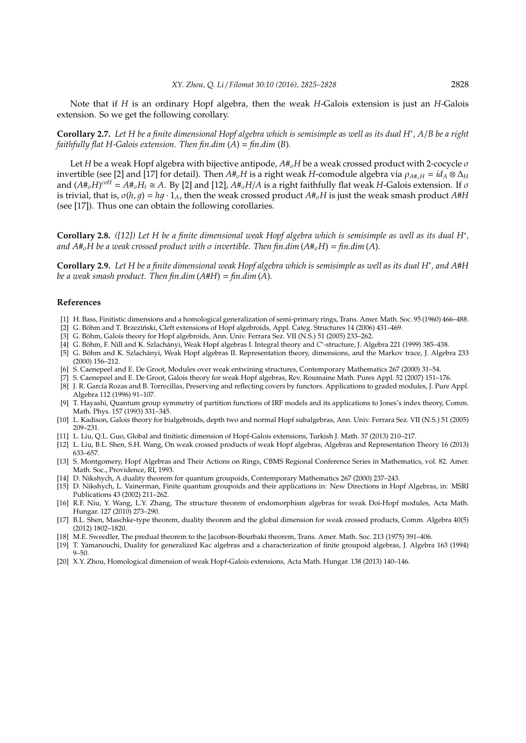Note that if $H$ is an ordinary Hopf algebra, then the weak $H$-Galois extension is just an $H$-Galois extension. So we get the following corollary.

**Corollary 2.7.** *Let $H$ be a finite dimensional Hopf algebra which is semisimple as well as its dual $H^*$, $A/B$ be a right faithfully flat $H$-Galois extension. Then fin.dim $(A)$ = fin.dim $(B)$.*

Let $H$ be a weak Hopf algebra with bijective antipode, $A\#_\sigma H$ be a weak crossed product with 2-cocycle $\sigma$ invertible (see [2] and [17] for detail). Then $A\#_\sigma H$ is a right weak $H$-comodule algebra via $\rho_{A\#_\sigma H} = id_A \otimes \Delta_H$ and $(A\#_\sigma H)^{coH} = A\#_\sigma H_t \cong A$. By [2] and [12], $A\#_\sigma H/A$ is a right faithfully flat weak $H$-Galois extension. If $\sigma$ is trivial, that is, $\sigma(h, g) = hg \cdot 1_A$, then the weak crossed product $A\#_\sigma H$ is just the weak smash product $A\#H$ (see [17]). Thus one can obtain the following corollaries.

**Corollary 2.8.** *([12]) Let $H$ be a finite dimensional weak Hopf algebra which is semisimple as well as its dual $H^*$, and $A\#_\sigma H$ be a weak crossed product with $\sigma$ invertible. Then fin.dim $(A\#_\sigma H)$ = fin.dim $(A)$.*

**Corollary 2.9.** *Let $H$ be a finite dimensional weak Hopf algebra which is semisimple as well as its dual $H^*$, and $A\#H$ be a weak smash product. Then fin.dim $(A\#H)$ = fin.dim $(A)$.*

## References

[1] H. Bass, Finitistic dimensions and a homological generalization of semi-primary rings, Trans. Amer. Math. Soc. 95 (1960) 466–488.

[2] G. Böhm and T. Brzeziński, Cleft extensions of Hopf algebroids, Appl. Categ. Structures 14 (2006) 431–469.

[3] G. Böhm, Galois theory for Hopf algebroids, Ann. Univ. Ferrara Sez. VII (N.S.) 51 (2005) 233–262.

[4] G. Böhm, F. Nill and K. Szlachányi, Weak Hopf algebras I. Integral theory and $C^*$-structure, J. Algebra 221 (1999) 385–438.

[5] G. Böhm and K. Szlachányi, Weak Hopf algebras II. Representation theory, dimensions, and the Markov trace, J. Algebra 233 (2000) 156–212.

[6] S. Caenepeel and E. De Groot, Modules over weak entwining structures, Contemporary Mathematics 267 (2000) 31–54.

[7] S. Caenepeel and E. De Groot, Galois theory for weak Hopf algebras, Rev. Roumaine Math. Pures Appl. 52 (2007) 151–176.

[8] J. R. García Rozas and B. Torrecillas, Preserving and reflecting covers by functors. Applications to graded modules, J. Pure Appl. Algebra 112 (1996) 91–107.

[9] T. Hayashi, Quantum group symmetry of partition functions of IRF models and its applications to Jones's index theory, Comm. Math. Phys. 157 (1993) 331–345.

[10] L. Kadison, Galois theory for bialgebroids, depth two and normal Hopf subalgebras, Ann. Univ. Ferrara Sez. VII (N.S.) 51 (2005) 209–231.

[11] L. Liu, Q.L. Guo, Global and finitistic dimension of Hopf-Galois extensions, Turkish J. Math. 37 (2013) 210–217.

[12] L. Liu, B.L. Shen, S.H. Wang, On weak crossed products of weak Hopf algebras, Algebras and Representation Theory 16 (2013) 633–657.

[13] S. Montgomery, Hopf Algebras and Their Actions on Rings, CBMS Regional Conference Series in Mathematics, vol. 82. Amer. Math. Soc., Providence, RI, 1993.

[14] D. Nikshych, A duality theorem for quantum groupoids, Contemporary Mathematics 267 (2000) 237–243.

[15] D. Nikshych, L. Vainerman, Finite quantum groupoids and their applications in: New Directions in Hopf Algebras, in: MSRI Publications 43 (2002) 211–262.

[16] R.F. Niu, Y. Wang, L.Y. Zhang, The structure theorem of endomorphism algebras for weak Doi-Hopf modules, Acta Math. Hungar. 127 (2010) 273–290.

[17] B.L. Shen, Maschke-type theorem, duality theorem and the global dimension for weak crossed products, Comm. Algebra 40(5) (2012) 1802–1820.

[18] M.E. Sweedler, The predual theorem to the Jacobson-Bourbaki theorem, Trans. Amer. Math. Soc. 213 (1975) 391–406.

[19] T. Yamanouchi, Duality for generalized Kac algebras and a characterization of finite groupoid algebras, J. Algebra 163 (1994) 9–50.

[20] X.Y. Zhou, Homological dimension of weak Hopf-Galois extensions, Acta Math. Hungar. 138 (2013) 140–146.